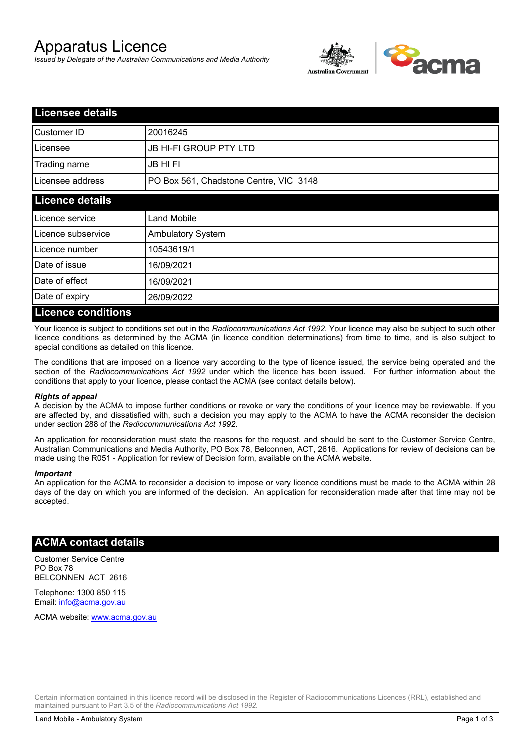# Apparatus Licence

*Issued by Delegate of the Australian Communications and Media Authority*

## Licensee details

| | |
|---|---|
| Customer ID | 20016245 |
| Licensee | JB HI-FI GROUP PTY LTD |
| Trading name | JB HI FI |
| Licensee address | PO Box 561, Chadstone Centre, VIC 3148 |

## Licence details

| | |
|---|---|
| Licence service | Land Mobile |
| Licence subservice | Ambulatory System |
| Licence number | 10543619/1 |
| Date of issue | 16/09/2021 |
| Date of effect | 16/09/2021 |
| Date of expiry | 26/09/2022 |

## Licence conditions

Your licence is subject to conditions set out in the *Radiocommunications Act 1992*. Your licence may also be subject to such other licence conditions as determined by the ACMA (in licence condition determinations) from time to time, and is also subject to special conditions as detailed on this licence.

The conditions that are imposed on a licence vary according to the type of licence issued, the service being operated and the section of the *Radiocommunications Act 1992* under which the licence has been issued. For further information about the conditions that apply to your licence, please contact the ACMA (see contact details below).

***Rights of appeal***

A decision by the ACMA to impose further conditions or revoke or vary the conditions of your licence may be reviewable. If you are affected by, and dissatisfied with, such a decision you may apply to the ACMA to have the ACMA reconsider the decision under section 288 of the *Radiocommunications Act 1992*.

An application for reconsideration must state the reasons for the request, and should be sent to the Customer Service Centre, Australian Communications and Media Authority, PO Box 78, Belconnen, ACT, 2616. Applications for review of decisions can be made using the R051 - Application for review of Decision form, available on the ACMA website.

***Important***

An application for the ACMA to reconsider a decision to impose or vary licence conditions must be made to the ACMA within 28 days of the day on which you are informed of the decision. An application for reconsideration made after that time may not be accepted.

## ACMA contact details

Customer Service Centre
PO Box 78
BELCONNEN ACT 2616

Telephone: 1300 850 115
Email: info@acma.gov.au

ACMA website: www.acma.gov.au

Certain information contained in this licence record will be disclosed in the Register of Radiocommunications Licences (RRL), established and maintained pursuant to Part 3.5 of the *Radiocommunications Act 1992.*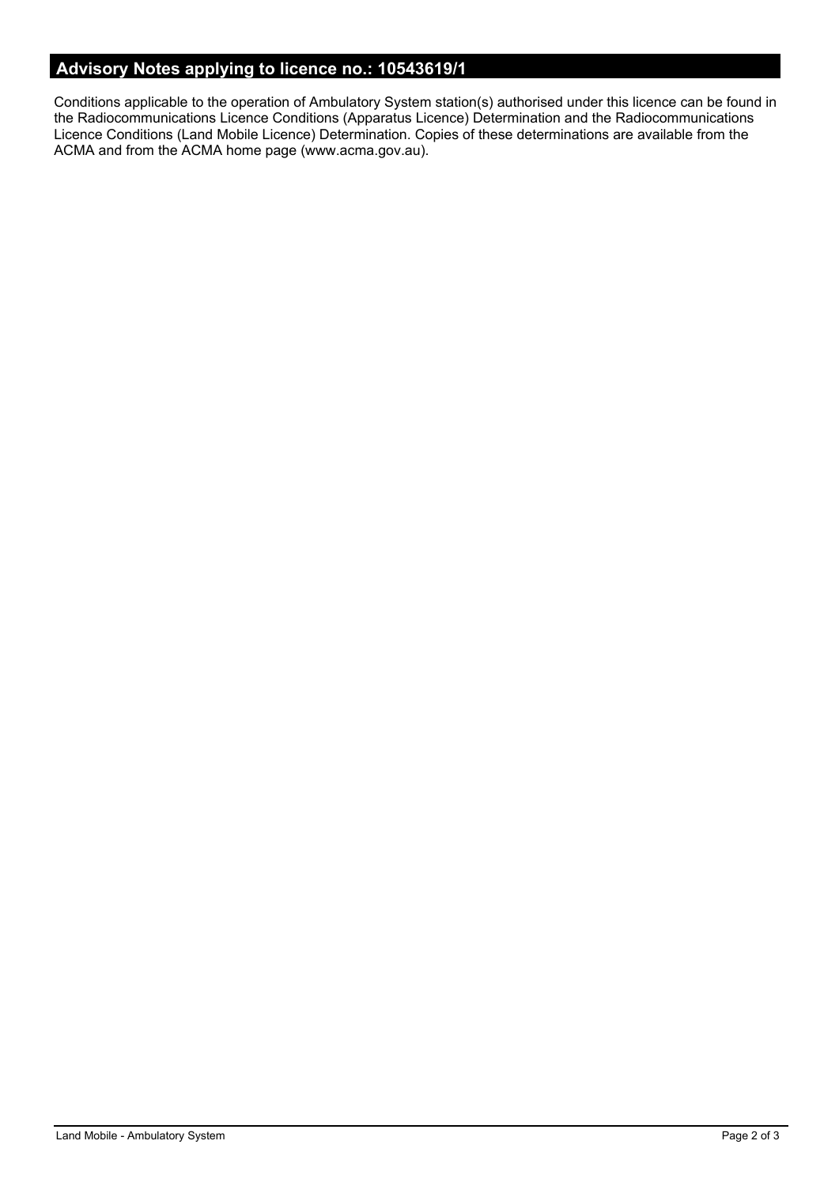## Advisory Notes applying to licence no.: 10543619/1

Conditions applicable to the operation of Ambulatory System station(s) authorised under this licence can be found in the Radiocommunications Licence Conditions (Apparatus Licence) Determination and the Radiocommunications Licence Conditions (Land Mobile Licence) Determination. Copies of these determinations are available from the ACMA and from the ACMA home page (www.acma.gov.au).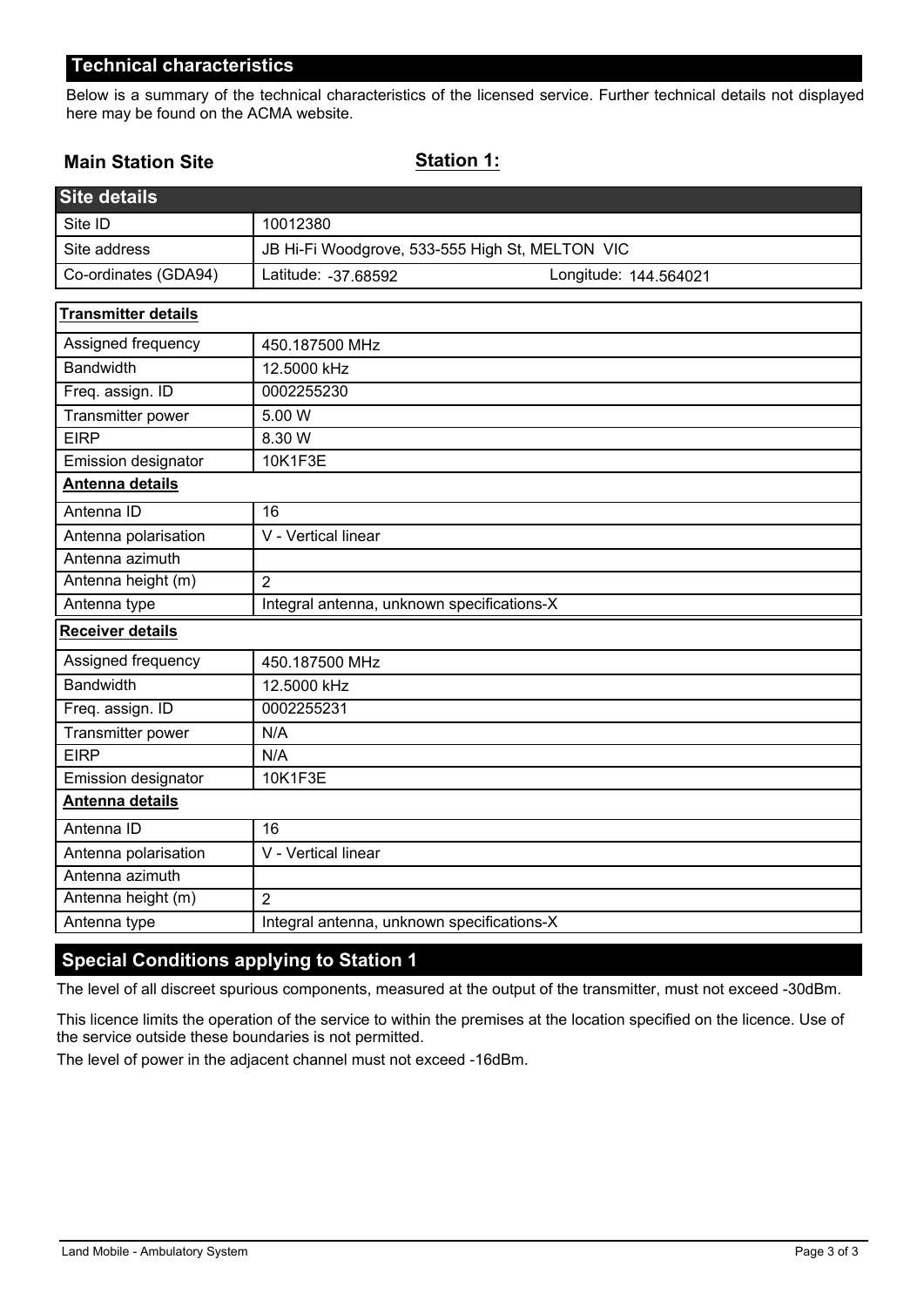## Technical characteristics

Below is a summary of the technical characteristics of the licensed service. Further technical details not displayed here may be found on the ACMA website.

**Main Station Site** **Station 1:**

| Site details | | |
|---|---|---|
| Site ID | 10012380 | |
| Site address | JB Hi-Fi Woodgrove, 533-555 High St, MELTON VIC | |
| Co-ordinates (GDA94) | Latitude: -37.68592 | Longitude: 144.564021 |

| Transmitter details | |
|---|---|
| Assigned frequency | 450.187500 MHz |
| Bandwidth | 12.5000 kHz |
| Freq. assign. ID | 0002255230 |
| Transmitter power | 5.00 W |
| EIRP | 8.30 W |
| Emission designator | 10K1F3E |
| **Antenna details** | |
| Antenna ID | 16 |
| Antenna polarisation | V - Vertical linear |
| Antenna azimuth | |
| Antenna height (m) | 2 |
| Antenna type | Integral antenna, unknown specifications-X |

| Receiver details | |
|---|---|
| Assigned frequency | 450.187500 MHz |
| Bandwidth | 12.5000 kHz |
| Freq. assign. ID | 0002255231 |
| Transmitter power | N/A |
| EIRP | N/A |
| Emission designator | 10K1F3E |
| **Antenna details** | |
| Antenna ID | 16 |
| Antenna polarisation | V - Vertical linear |
| Antenna azimuth | |
| Antenna height (m) | 2 |
| Antenna type | Integral antenna, unknown specifications-X |

## Special Conditions applying to Station 1

The level of all discreet spurious components, measured at the output of the transmitter, must not exceed -30dBm.

This licence limits the operation of the service to within the premises at the location specified on the licence. Use of the service outside these boundaries is not permitted.

The level of power in the adjacent channel must not exceed -16dBm.